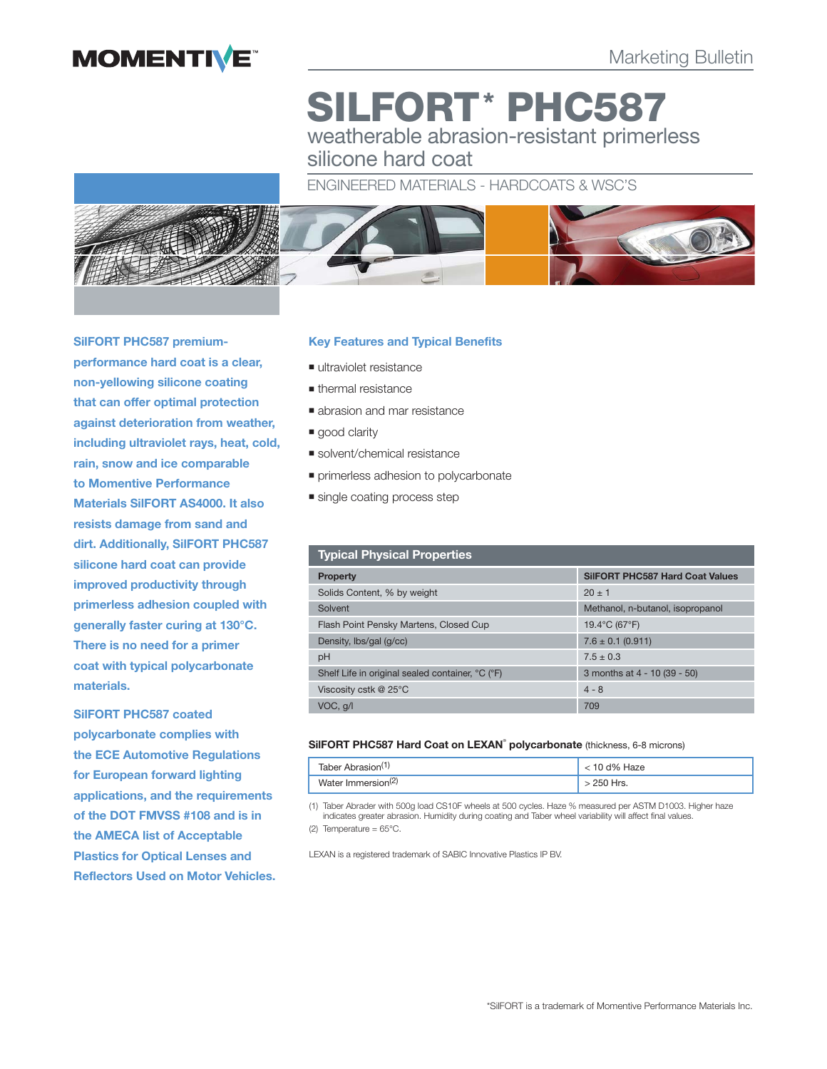Marketing Bulletin

# SILFORT* PHC587

## weatherable abrasion-resistant primerless silicone hard coat

ENGINEERED MATERIALS - HARDCOATS & WSC'S

**SilFORT PHC587 premium-performance hard coat is a clear, non-yellowing silicone coating that can offer optimal protection against deterioration from weather, including ultraviolet rays, heat, cold, rain, snow and ice comparable to Momentive Performance Materials SilFORT AS4000. It also resists damage from sand and dirt. Additionally, SilFORT PHC587 silicone hard coat can provide improved productivity through primerless adhesion coupled with generally faster curing at 130°C. There is no need for a primer coat with typical polycarbonate materials.**

**SilFORT PHC587 coated polycarbonate complies with the ECE Automotive Regulations for European forward lighting applications, and the requirements of the DOT FMVSS #108 and is in the AMECA list of Acceptable Plastics for Optical Lenses and Reflectors Used on Motor Vehicles.**

### Key Features and Typical Benefits

- ultraviolet resistance
- thermal resistance
- abrasion and mar resistance
- good clarity
- solvent/chemical resistance
- primerless adhesion to polycarbonate
- single coating process step

### Typical Physical Properties

| Property | SilFORT PHC587 Hard Coat Values |
|---|---|
| Solids Content, % by weight | 20 ± 1 |
| Solvent | Methanol, n-butanol, isopropanol |
| Flash Point Pensky Martens, Closed Cup | 19.4°C (67°F) |
| Density, lbs/gal (g/cc) | 7.6 ± 0.1 (0.911) |
| pH | 7.5 ± 0.3 |
| Shelf Life in original sealed container, °C (°F) | 3 months at 4 - 10 (39 - 50) |
| Viscosity cstk @ 25°C | 4 - 8 |
| VOC, g/l | 709 |

**SilFORT PHC587 Hard Coat on LEXAN® polycarbonate** (thickness, 6-8 microns)

| | |
|---|---|
| Taber Abrasion[1] | < 10 d% Haze |
| Water Immersion[2] | > 250 Hrs. |

(1) Taber Abrader with 500g load CS10F wheels at 500 cycles. Haze % measured per ASTM D1003. Higher haze indicates greater abrasion. Humidity during coating and Taber wheel variability will affect final values.

(2) Temperature = 65°C.

LEXAN is a registered trademark of SABIC Innovative Plastics IP BV.

*SilFORT is a trademark of Momentive Performance Materials Inc.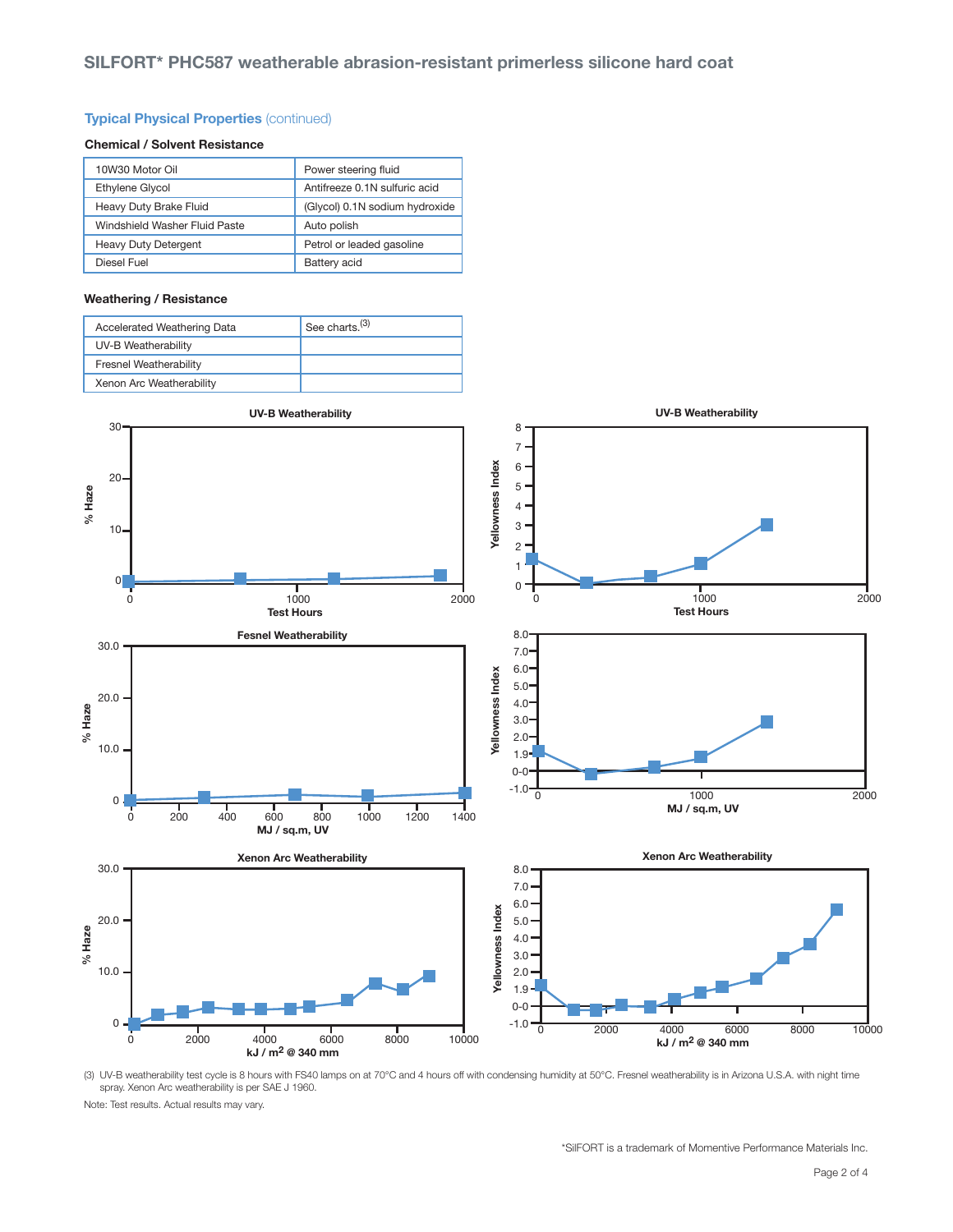## Typical Physical Properties (continued)

### Chemical / Solvent Resistance

| | |
|---|---|
| 10W30 Motor Oil | Power steering fluid |
| Ethylene Glycol | Antifreeze 0.1N sulfuric acid |
| Heavy Duty Brake Fluid | (Glycol) 0.1N sodium hydroxide |
| Windshield Washer Fluid Paste | Auto polish |
| Heavy Duty Detergent | Petrol or leaded gasoline |
| Diesel Fuel | Battery acid |

### Weathering / Resistance

| | |
|---|---|
| Accelerated Weathering Data | See charts.[3] |
| UV-B Weatherability | |
| Fresnel Weatherability | |
| Xenon Arc Weatherability | |

UV-B Weatherability

Fesnel Weatherability

Xenon Arc Weatherability

(3) UV-B weatherability test cycle is 8 hours with FS40 lamps on at 70°C and 4 hours off with condensing humidity at 50°C. Fresnel weatherability is in Arizona U.S.A. with night time spray. Xenon Arc weatherability is per SAE J 1960.

Note: Test results. Actual results may vary.

*SilFORT is a trademark of Momentive Performance Materials Inc.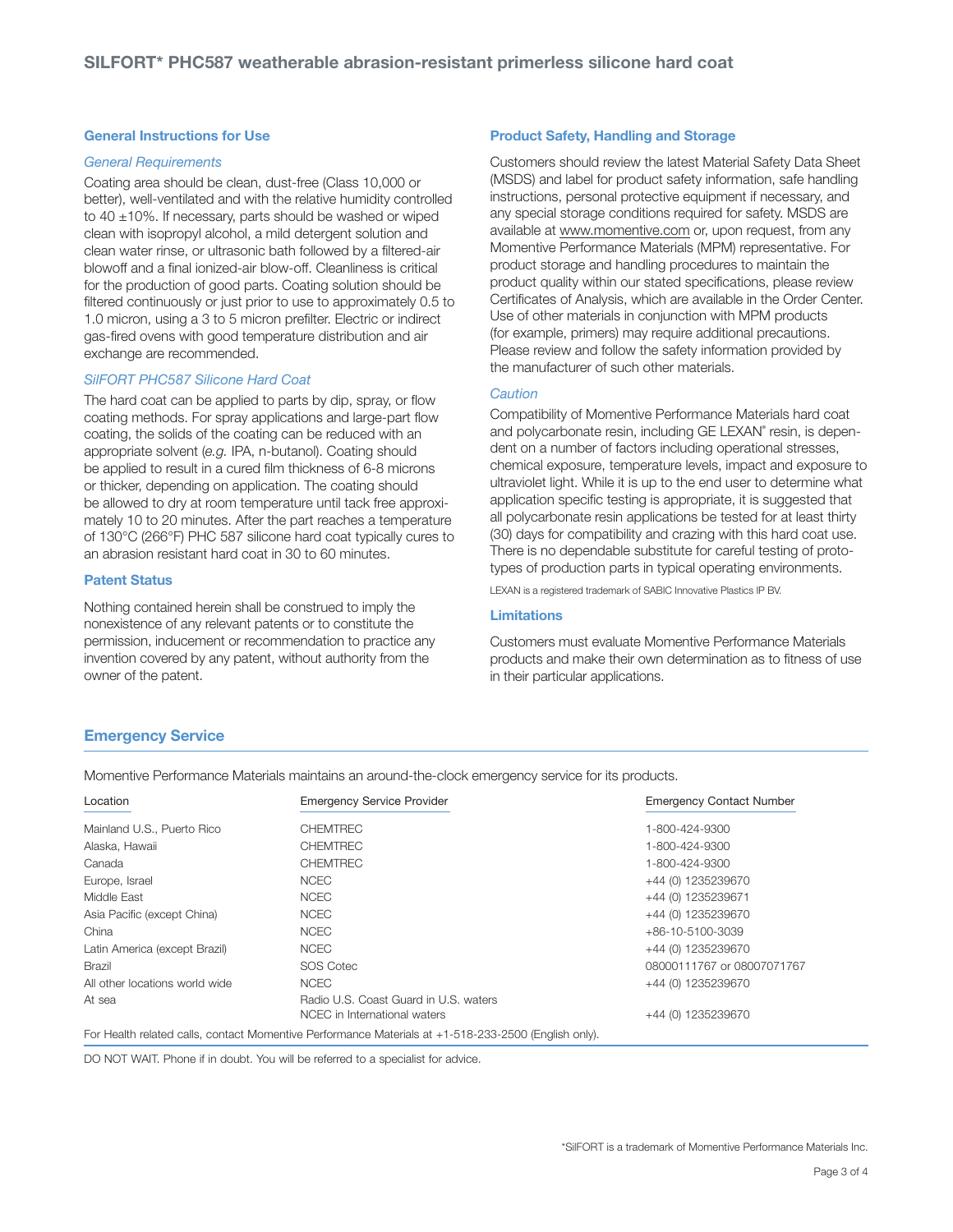## General Instructions for Use

### *General Requirements*

Coating area should be clean, dust-free (Class 10,000 or better), well-ventilated and with the relative humidity controlled to 40 ±10%. If necessary, parts should be washed or wiped clean with isopropyl alcohol, a mild detergent solution and clean water rinse, or ultrasonic bath followed by a filtered-air blowoff and a final ionized-air blow-off. Cleanliness is critical for the production of good parts. Coating solution should be filtered continuously or just prior to use to approximately 0.5 to 1.0 micron, using a 3 to 5 micron prefilter. Electric or indirect gas-fired ovens with good temperature distribution and air exchange are recommended.

### *SilFORT PHC587 Silicone Hard Coat*

The hard coat can be applied to parts by dip, spray, or flow coating methods. For spray applications and large-part flow coating, the solids of the coating can be reduced with an appropriate solvent (*e.g.* IPA, n-butanol). Coating should be applied to result in a cured film thickness of 6-8 microns or thicker, depending on application. The coating should be allowed to dry at room temperature until tack free approximately 10 to 20 minutes. After the part reaches a temperature of 130°C (266°F) PHC 587 silicone hard coat typically cures to an abrasion resistant hard coat in 30 to 60 minutes.

## Patent Status

Nothing contained herein shall be construed to imply the nonexistence of any relevant patents or to constitute the permission, inducement or recommendation to practice any invention covered by any patent, without authority from the owner of the patent.

## Product Safety, Handling and Storage

Customers should review the latest Material Safety Data Sheet (MSDS) and label for product safety information, safe handling instructions, personal protective equipment if necessary, and any special storage conditions required for safety. MSDS are available at www.momentive.com or, upon request, from any Momentive Performance Materials (MPM) representative. For product storage and handling procedures to maintain the product quality within our stated specifications, please review Certificates of Analysis, which are available in the Order Center. Use of other materials in conjunction with MPM products (for example, primers) may require additional precautions. Please review and follow the safety information provided by the manufacturer of such other materials.

### *Caution*

Compatibility of Momentive Performance Materials hard coat and polycarbonate resin, including GE LEXAN® resin, is dependent on a number of factors including operational stresses, chemical exposure, temperature levels, impact and exposure to ultraviolet light. While it is up to the end user to determine what application specific testing is appropriate, it is suggested that all polycarbonate resin applications be tested for at least thirty (30) days for compatibility and crazing with this hard coat use. There is no dependable substitute for careful testing of prototypes of production parts in typical operating environments.

LEXAN is a registered trademark of SABIC Innovative Plastics IP BV.

## Limitations

Customers must evaluate Momentive Performance Materials products and make their own determination as to fitness of use in their particular applications.

## Emergency Service

Momentive Performance Materials maintains an around-the-clock emergency service for its products.

| Location | Emergency Service Provider | Emergency Contact Number |
|---|---|---|
| Mainland U.S., Puerto Rico | CHEMTREC | 1-800-424-9300 |
| Alaska, Hawaii | CHEMTREC | 1-800-424-9300 |
| Canada | CHEMTREC | 1-800-424-9300 |
| Europe, Israel | NCEC | +44 (0) 1235239670 |
| Middle East | NCEC | +44 (0) 1235239671 |
| Asia Pacific (except China) | NCEC | +44 (0) 1235239670 |
| China | NCEC | +86-10-5100-3039 |
| Latin America (except Brazil) | NCEC | +44 (0) 1235239670 |
| Brazil | SOS Cotec | 08000111767 or 08007071767 |
| All other locations world wide | NCEC | +44 (0) 1235239670 |
| At sea | Radio U.S. Coast Guard in U.S. waters | |
| | NCEC in International waters | +44 (0) 1235239670 |

For Health related calls, contact Momentive Performance Materials at +1-518-233-2500 (English only).

DO NOT WAIT. Phone if in doubt. You will be referred to a specialist for advice.

*SilFORT is a trademark of Momentive Performance Materials Inc.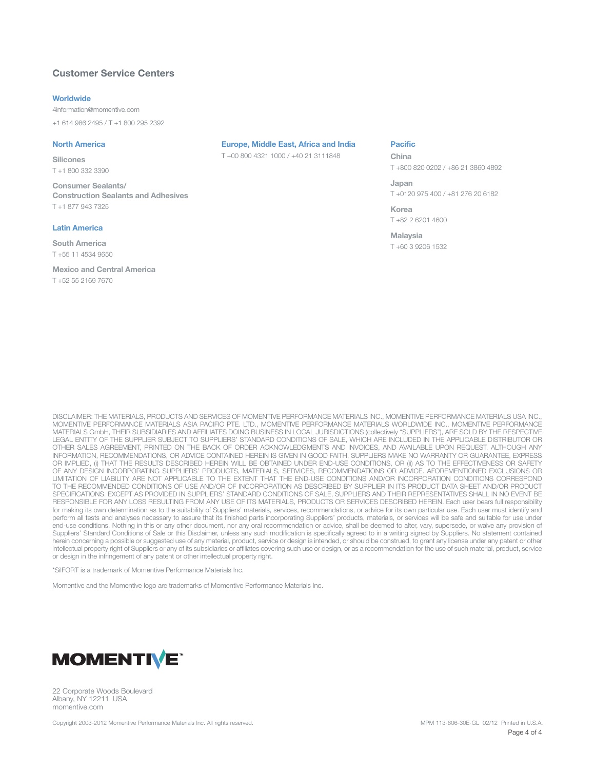## Customer Service Centers

### Worldwide

4information@momentive.com

+1 614 986 2495 / T +1 800 295 2392

### North America

**Silicones**

T +1 800 332 3390

**Consumer Sealants/ Construction Sealants and Adhesives**

T +1 877 943 7325

### Latin America

**South America**

T +55 11 4534 9650

**Mexico and Central America**

T +52 55 2169 7670

### Europe, Middle East, Africa and India

T +00 800 4321 1000 / +40 21 3111848

### Pacific

**China**

T +800 820 0202 / +86 21 3860 4892

**Japan**

T +0120 975 400 / +81 276 20 6182

**Korea**

T +82 2 6201 4600

**Malaysia**

T +60 3 9206 1532

DISCLAIMER: THE MATERIALS, PRODUCTS AND SERVICES OF MOMENTIVE PERFORMANCE MATERIALS INC., MOMENTIVE PERFORMANCE MATERIALS USA INC., MOMENTIVE PERFORMANCE MATERIALS ASIA PACIFIC PTE. LTD., MOMENTIVE PERFORMANCE MATERIALS WORLDWIDE INC., MOMENTIVE PERFORMANCE MATERIALS GmbH, THEIR SUBSIDIARIES AND AFFILIATES DOING BUSINESS IN LOCAL JURISDICTIONS (collectively "SUPPLIERS"), ARE SOLD BY THE RESPECTIVE LEGAL ENTITY OF THE SUPPLIER SUBJECT TO SUPPLIERS' STANDARD CONDITIONS OF SALE, WHICH ARE INCLUDED IN THE APPLICABLE DISTRIBUTOR OR OTHER SALES AGREEMENT, PRINTED ON THE BACK OF ORDER ACKNOWLEDGMENTS AND INVOICES, AND AVAILABLE UPON REQUEST. ALTHOUGH ANY INFORMATION, RECOMMENDATIONS, OR ADVICE CONTAINED HEREIN IS GIVEN IN GOOD FAITH, SUPPLIERS MAKE NO WARRANTY OR GUARANTEE, EXPRESS OR IMPLIED, (i) THAT THE RESULTS DESCRIBED HEREIN WILL BE OBTAINED UNDER END-USE CONDITIONS, OR (ii) AS TO THE EFFECTIVENESS OR SAFETY OF ANY DESIGN INCORPORATING SUPPLIERS' PRODUCTS, MATERIALS, SERVICES, RECOMMENDATIONS OR ADVICE. AFOREMENTIONED EXCLUSIONS OR LIMITATION OF LIABILITY ARE NOT APPLICABLE TO THE EXTENT THAT THE END-USE CONDITIONS AND/OR INCORPORATION CONDITIONS CORRESPOND TO THE RECOMMENDED CONDITIONS OF USE AND/OR OF INCORPORATION AS DESCRIBED BY SUPPLIER IN ITS PRODUCT DATA SHEET AND/OR PRODUCT SPECIFICATIONS. EXCEPT AS PROVIDED IN SUPPLIERS' STANDARD CONDITIONS OF SALE, SUPPLIERS AND THEIR REPRESENTATIVES SHALL IN NO EVENT BE RESPONSIBLE FOR ANY LOSS RESULTING FROM ANY USE OF ITS MATERIALS, PRODUCTS OR SERVICES DESCRIBED HEREIN. Each user bears full responsibility for making its own determination as to the suitability of Suppliers' materials, services, recommendations, or advice for its own particular use. Each user must identify and perform all tests and analyses necessary to assure that its finished parts incorporating Suppliers' products, materials, or services will be safe and suitable for use under end-use conditions. Nothing in this or any other document, nor any oral recommendation or advice, shall be deemed to alter, vary, supersede, or waive any provision of Suppliers' Standard Conditions of Sale or this Disclaimer, unless any such modification is specifically agreed to in a writing signed by Suppliers. No statement contained herein concerning a possible or suggested use of any material, product, service or design is intended, or should be construed, to grant any license under any patent or other intellectual property right of Suppliers or any of its subsidiaries or affiliates covering such use or design, or as a recommendation for the use of such material, product, service or design in the infringement of any patent or other intellectual property right.

*SilFORT is a trademark of Momentive Performance Materials Inc.

Momentive and the Momentive logo are trademarks of Momentive Performance Materials Inc.

MOMENTIVE™

22 Corporate Woods Boulevard
Albany, NY 12211 USA
momentive.com

Copyright 2003-2012 Momentive Performance Materials Inc. All rights reserved.

MPM 113-606-30E-GL 02/12 Printed in U.S.A.